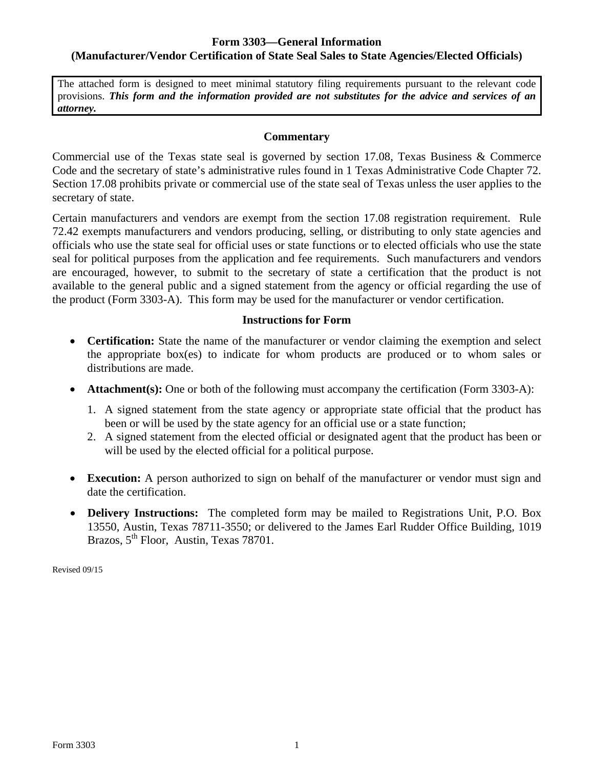# Form 3303—General Information
## (Manufacturer/Vendor Certification of State Seal Sales to State Agencies/Elected Officials)

The attached form is designed to meet minimal statutory filing requirements pursuant to the relevant code provisions. ***This form and the information provided are not substitutes for the advice and services of an attorney.***

### Commentary

Commercial use of the Texas state seal is governed by section 17.08, Texas Business & Commerce Code and the secretary of state's administrative rules found in 1 Texas Administrative Code Chapter 72. Section 17.08 prohibits private or commercial use of the state seal of Texas unless the user applies to the secretary of state.

Certain manufacturers and vendors are exempt from the section 17.08 registration requirement. Rule 72.42 exempts manufacturers and vendors producing, selling, or distributing to only state agencies and officials who use the state seal for official uses or state functions or to elected officials who use the state seal for political purposes from the application and fee requirements. Such manufacturers and vendors are encouraged, however, to submit to the secretary of state a certification that the product is not available to the general public and a signed statement from the agency or official regarding the use of the product (Form 3303-A). This form may be used for the manufacturer or vendor certification.

### Instructions for Form

- **Certification:** State the name of the manufacturer or vendor claiming the exemption and select the appropriate box(es) to indicate for whom products are produced or to whom sales or distributions are made.
- **Attachment(s):** One or both of the following must accompany the certification (Form 3303-A):
  1. A signed statement from the state agency or appropriate state official that the product has been or will be used by the state agency for an official use or a state function;
  2. A signed statement from the elected official or designated agent that the product has been or will be used by the elected official for a political purpose.
- **Execution:** A person authorized to sign on behalf of the manufacturer or vendor must sign and date the certification.
- **Delivery Instructions:** The completed form may be mailed to Registrations Unit, P.O. Box 13550, Austin, Texas 78711-3550; or delivered to the James Earl Rudder Office Building, 1019 Brazos, 5th Floor, Austin, Texas 78701.

Revised 09/15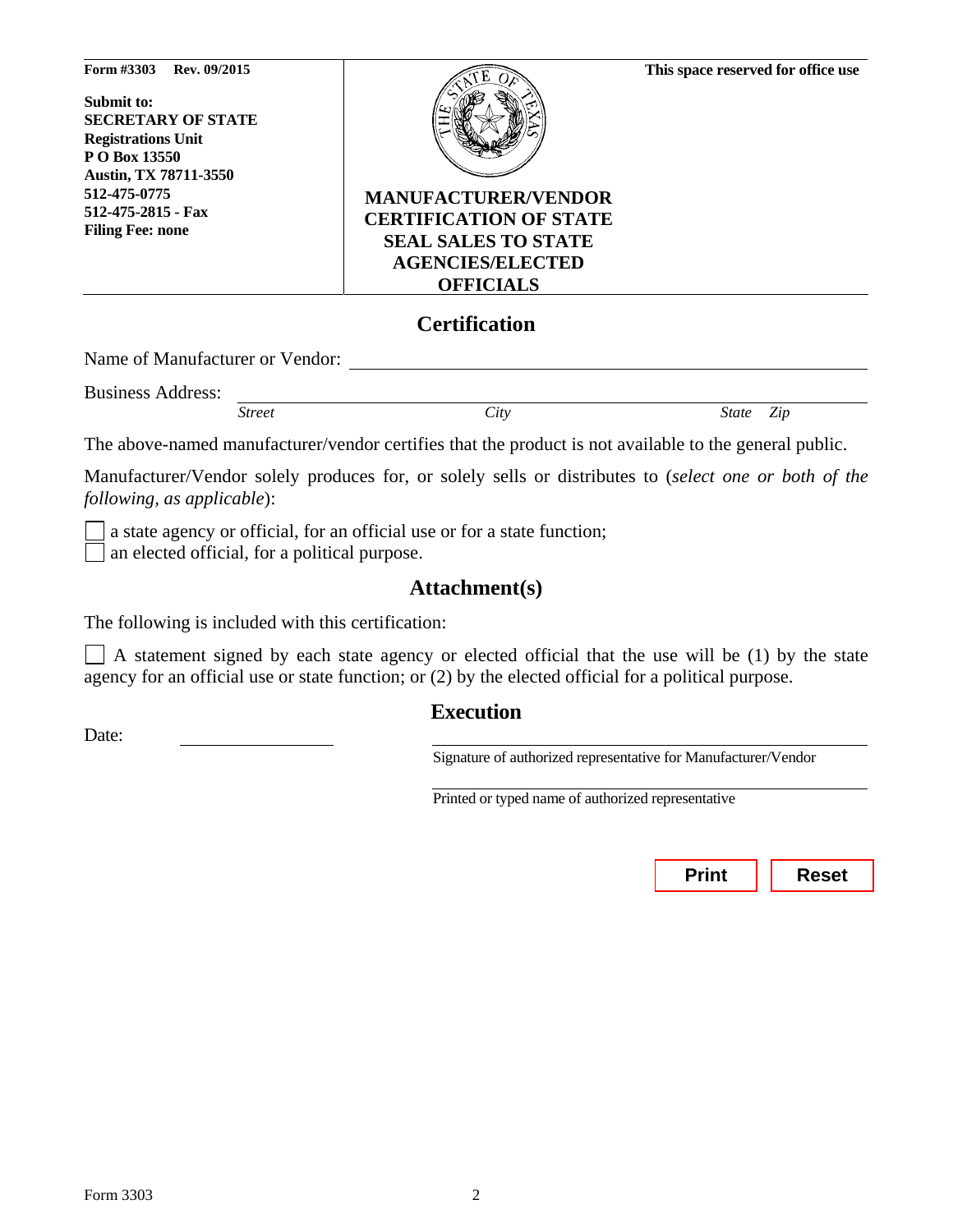**Form #3303 Rev. 09/2015**

**Submit to:**
**SECRETARY OF STATE**
**Registrations Unit**
**P O Box 13550**
**Austin, TX 78711-3550**
**512-475-0775**
**512-475-2815 - Fax**
**Filing Fee: none**

**MANUFACTURER/VENDOR CERTIFICATION OF STATE SEAL SALES TO STATE AGENCIES/ELECTED OFFICIALS**

**This space reserved for office use**

## Certification

Name of Manufacturer or Vendor: ______________________________

Business Address: ______________________________
*Street* *City* *State* *Zip*

The above-named manufacturer/vendor certifies that the product is not available to the general public.

Manufacturer/Vendor solely produces for, or solely sells or distributes to (*select one or both of the following, as applicable*):

☐ a state agency or official, for an official use or for a state function;
☐ an elected official, for a political purpose.

## Attachment(s)

The following is included with this certification:

☐ A statement signed by each state agency or elected official that the use will be (1) by the state agency for an official use or state function; or (2) by the elected official for a political purpose.

## Execution

Date: ______________

______________________________
Signature of authorized representative for Manufacturer/Vendor

______________________________
Printed or typed name of authorized representative

Print Reset